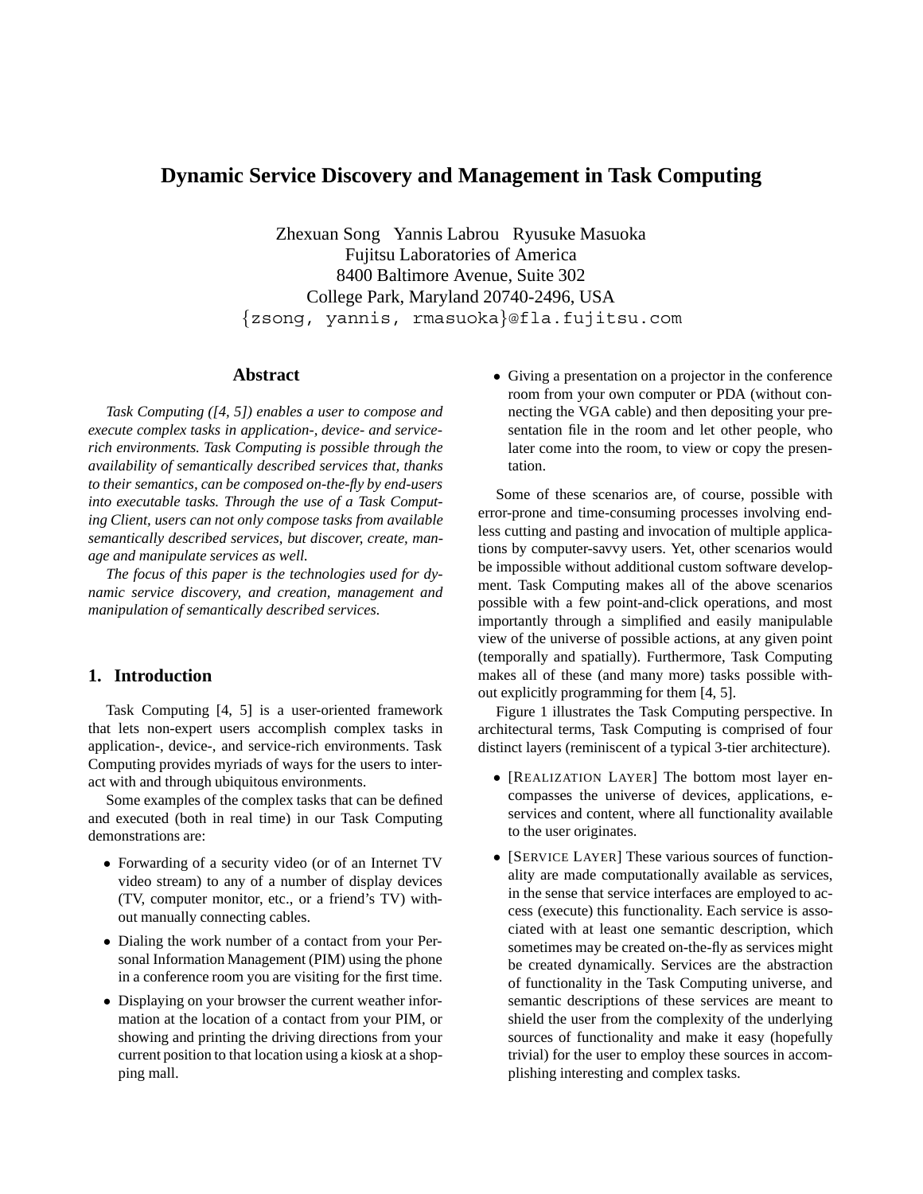# Dynamic Service Discovery and Management in Task Computing

Zhexuan Song Yannis Labrou Ryusuke Masuoka
Fujitsu Laboratories of America
8400 Baltimore Avenue, Suite 302
College Park, Maryland 20740-2496, USA
{zsong, yannis, rmasuoka}@fla.fujitsu.com

## Abstract

*Task Computing ([4, 5]) enables a user to compose and execute complex tasks in application-, device- and service-rich environments. Task Computing is possible through the availability of semantically described services that, thanks to their semantics, can be composed on-the-fly by end-users into executable tasks. Through the use of a Task Computing Client, users can not only compose tasks from available semantically described services, but discover, create, manage and manipulate services as well.*

*The focus of this paper is the technologies used for dynamic service discovery, and creation, management and manipulation of semantically described services.*

## 1. Introduction

Task Computing [4, 5] is a user-oriented framework that lets non-expert users accomplish complex tasks in application-, device-, and service-rich environments. Task Computing provides myriads of ways for the users to interact with and through ubiquitous environments.

Some examples of the complex tasks that can be defined and executed (both in real time) in our Task Computing demonstrations are:

- Forwarding of a security video (or of an Internet TV video stream) to any of a number of display devices (TV, computer monitor, etc., or a friend's TV) without manually connecting cables.
- Dialing the work number of a contact from your Personal Information Management (PIM) using the phone in a conference room you are visiting for the first time.
- Displaying on your browser the current weather information at the location of a contact from your PIM, or showing and printing the driving directions from your current position to that location using a kiosk at a shopping mall.
- Giving a presentation on a projector in the conference room from your own computer or PDA (without connecting the VGA cable) and then depositing your presentation file in the room and let other people, who later come into the room, to view or copy the presentation.

Some of these scenarios are, of course, possible with error-prone and time-consuming processes involving endless cutting and pasting and invocation of multiple applications by computer-savvy users. Yet, other scenarios would be impossible without additional custom software development. Task Computing makes all of the above scenarios possible with a few point-and-click operations, and most importantly through a simplified and easily manipulable view of the universe of possible actions, at any given point (temporally and spatially). Furthermore, Task Computing makes all of these (and many more) tasks possible without explicitly programming for them [4, 5].

Figure 1 illustrates the Task Computing perspective. In architectural terms, Task Computing is comprised of four distinct layers (reminiscent of a typical 3-tier architecture).

- [REALIZATION LAYER] The bottom most layer encompasses the universe of devices, applications, e-services and content, where all functionality available to the user originates.
- [SERVICE LAYER] These various sources of functionality are made computationally available as services, in the sense that service interfaces are employed to access (execute) this functionality. Each service is associated with at least one semantic description, which sometimes may be created on-the-fly as services might be created dynamically. Services are the abstraction of functionality in the Task Computing universe, and semantic descriptions of these services are meant to shield the user from the complexity of the underlying sources of functionality and make it easy (hopefully trivial) for the user to employ these sources in accomplishing interesting and complex tasks.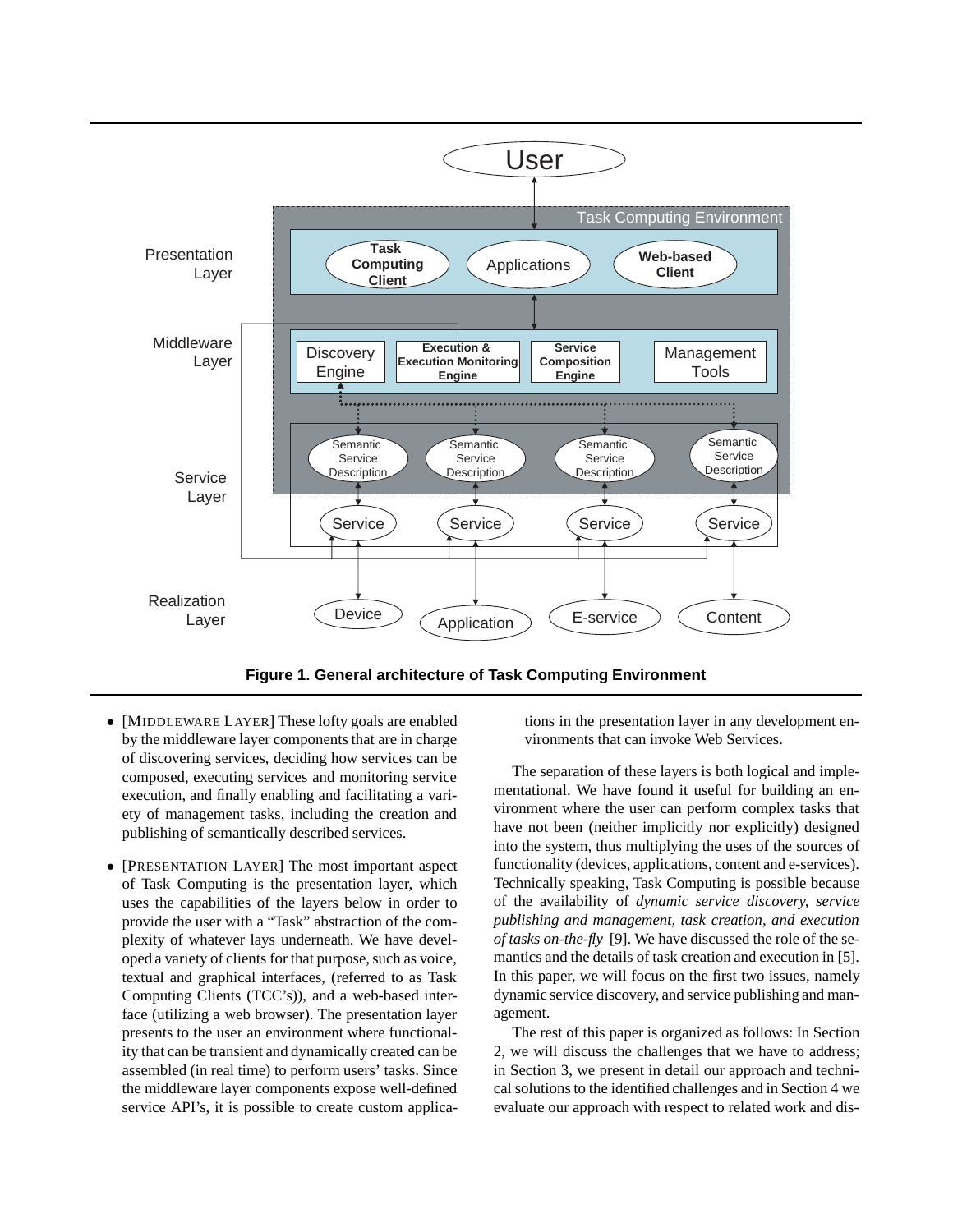User

Task Computing Environment

Presentation Layer

Task Computing Client

Applications

Web-based Client

Middleware Layer

Discovery Engine

Execution & Execution Monitoring Engine

Service Composition Engine

Management Tools

Service Layer

Semantic Service Description

Semantic Service Description

Semantic Service Description

Semantic Service Description

Service

Service

Service

Service

Realization Layer

Device

Application

E-service

Content

**Figure 1. General architecture of Task Computing Environment**

- [MIDDLEWARE LAYER] These lofty goals are enabled by the middleware layer components that are in charge of discovering services, deciding how services can be composed, executing services and monitoring service execution, and finally enabling and facilitating a variety of management tasks, including the creation and publishing of semantically described services.

- [PRESENTATION LAYER] The most important aspect of Task Computing is the presentation layer, which uses the capabilities of the layers below in order to provide the user with a "Task" abstraction of the complexity of whatever lays underneath. We have developed a variety of clients for that purpose, such as voice, textual and graphical interfaces, (referred to as Task Computing Clients (TCC's)), and a web-based interface (utilizing a web browser). The presentation layer presents to the user an environment where functionality that can be transient and dynamically created can be assembled (in real time) to perform users' tasks. Since the middleware layer components expose well-defined service API's, it is possible to create custom applications in the presentation layer in any development environments that can invoke Web Services.

The separation of these layers is both logical and implementational. We have found it useful for building an environment where the user can perform complex tasks that have not been (neither implicitly nor explicitly) designed into the system, thus multiplying the uses of the sources of functionality (devices, applications, content and e-services). Technically speaking, Task Computing is possible because of the availability of *dynamic service discovery, service publishing and management, task creation, and execution of tasks on-the-fly* [9]. We have discussed the role of the semantics and the details of task creation and execution in [5]. In this paper, we will focus on the first two issues, namely dynamic service discovery, and service publishing and management.

The rest of this paper is organized as follows: In Section 2, we will discuss the challenges that we have to address; in Section 3, we present in detail our approach and technical solutions to the identified challenges and in Section 4 we evaluate our approach with respect to related work and dis-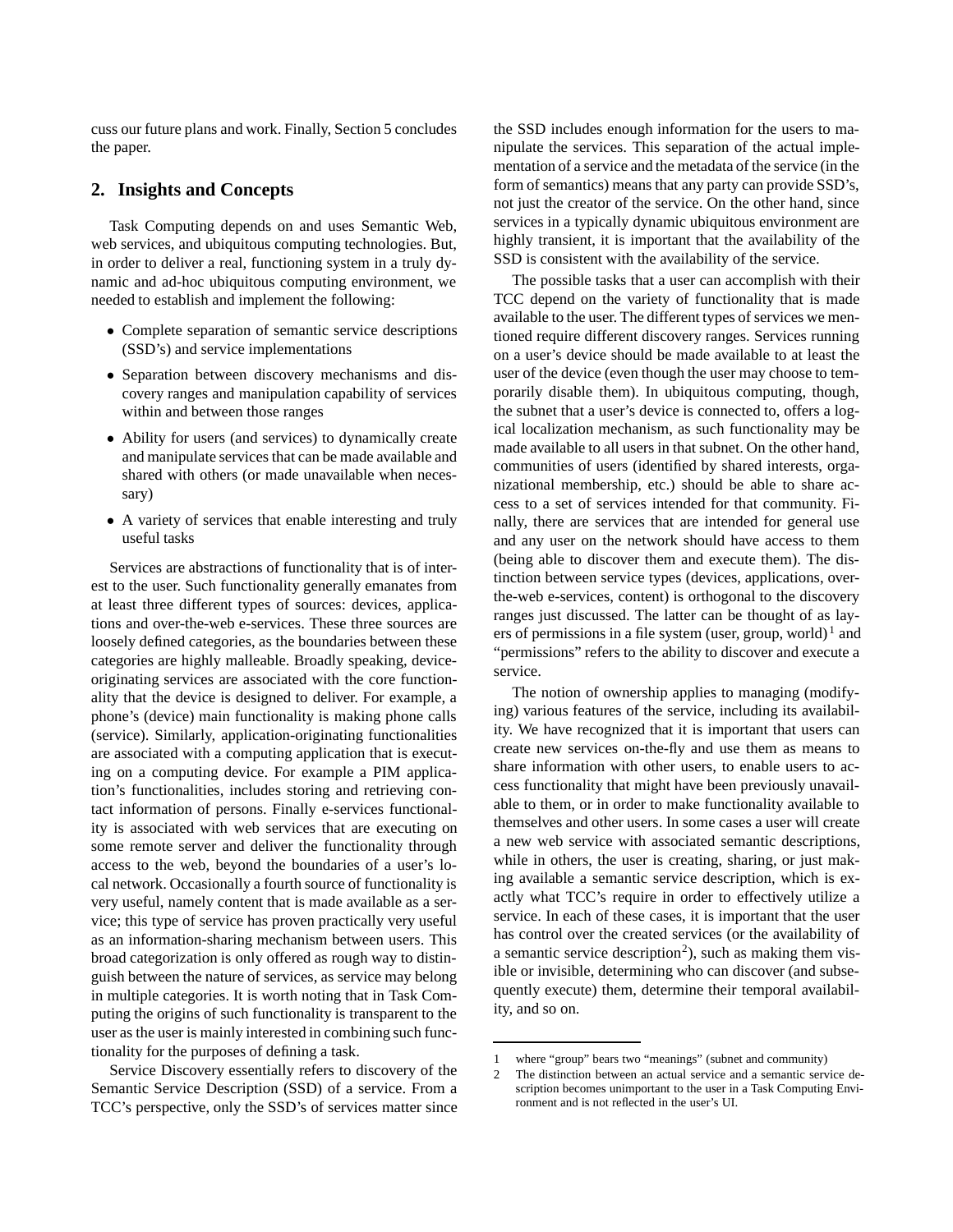cuss our future plans and work. Finally, Section 5 concludes the paper.

## 2. Insights and Concepts

Task Computing depends on and uses Semantic Web, web services, and ubiquitous computing technologies. But, in order to deliver a real, functioning system in a truly dynamic and ad-hoc ubiquitous computing environment, we needed to establish and implement the following:

- Complete separation of semantic service descriptions (SSD's) and service implementations
- Separation between discovery mechanisms and discovery ranges and manipulation capability of services within and between those ranges
- Ability for users (and services) to dynamically create and manipulate services that can be made available and shared with others (or made unavailable when necessary)
- A variety of services that enable interesting and truly useful tasks

Services are abstractions of functionality that is of interest to the user. Such functionality generally emanates from at least three different types of sources: devices, applications and over-the-web e-services. These three sources are loosely defined categories, as the boundaries between these categories are highly malleable. Broadly speaking, device-originating services are associated with the core functionality that the device is designed to deliver. For example, a phone's (device) main functionality is making phone calls (service). Similarly, application-originating functionalities are associated with a computing application that is executing on a computing device. For example a PIM application's functionalities, includes storing and retrieving contact information of persons. Finally e-services functionality is associated with web services that are executing on some remote server and deliver the functionality through access to the web, beyond the boundaries of a user's local network. Occasionally a fourth source of functionality is very useful, namely content that is made available as a service; this type of service has proven practically very useful as an information-sharing mechanism between users. This broad categorization is only offered as rough way to distinguish between the nature of services, as service may belong in multiple categories. It is worth noting that in Task Computing the origins of such functionality is transparent to the user as the user is mainly interested in combining such functionality for the purposes of defining a task.

Service Discovery essentially refers to discovery of the Semantic Service Description (SSD) of a service. From a TCC's perspective, only the SSD's of services matter since the SSD includes enough information for the users to manipulate the services. This separation of the actual implementation of a service and the metadata of the service (in the form of semantics) means that any party can provide SSD's, not just the creator of the service. On the other hand, since services in a typically dynamic ubiquitous environment are highly transient, it is important that the availability of the SSD is consistent with the availability of the service.

The possible tasks that a user can accomplish with their TCC depend on the variety of functionality that is made available to the user. The different types of services we mentioned require different discovery ranges. Services running on a user's device should be made available to at least the user of the device (even though the user may choose to temporarily disable them). In ubiquitous computing, though, the subnet that a user's device is connected to, offers a logical localization mechanism, as such functionality may be made available to all users in that subnet. On the other hand, communities of users (identified by shared interests, organizational membership, etc.) should be able to share access to a set of services intended for that community. Finally, there are services that are intended for general use and any user on the network should have access to them (being able to discover them and execute them). The distinction between service types (devices, applications, over-the-web e-services, content) is orthogonal to the discovery ranges just discussed. The latter can be thought of as layers of permissions in a file system (user, group, world)[1] and "permissions" refers to the ability to discover and execute a service.

The notion of ownership applies to managing (modifying) various features of the service, including its availability. We have recognized that it is important that users can create new services on-the-fly and use them as means to share information with other users, to enable users to access functionality that might have been previously unavailable to them, or in order to make functionality available to themselves and other users. In some cases a user will create a new web service with associated semantic descriptions, while in others, the user is creating, sharing, or just making available a semantic service description, which is exactly what TCC's require in order to effectively utilize a service. In each of these cases, it is important that the user has control over the created services (or the availability of a semantic service description[2]), such as making them visible or invisible, determining who can discover (and subsequently execute) them, determine their temporal availability, and so on.

1 where "group" bears two "meanings" (subnet and community)

2 The distinction between an actual service and a semantic service description becomes unimportant to the user in a Task Computing Environment and is not reflected in the user's UI.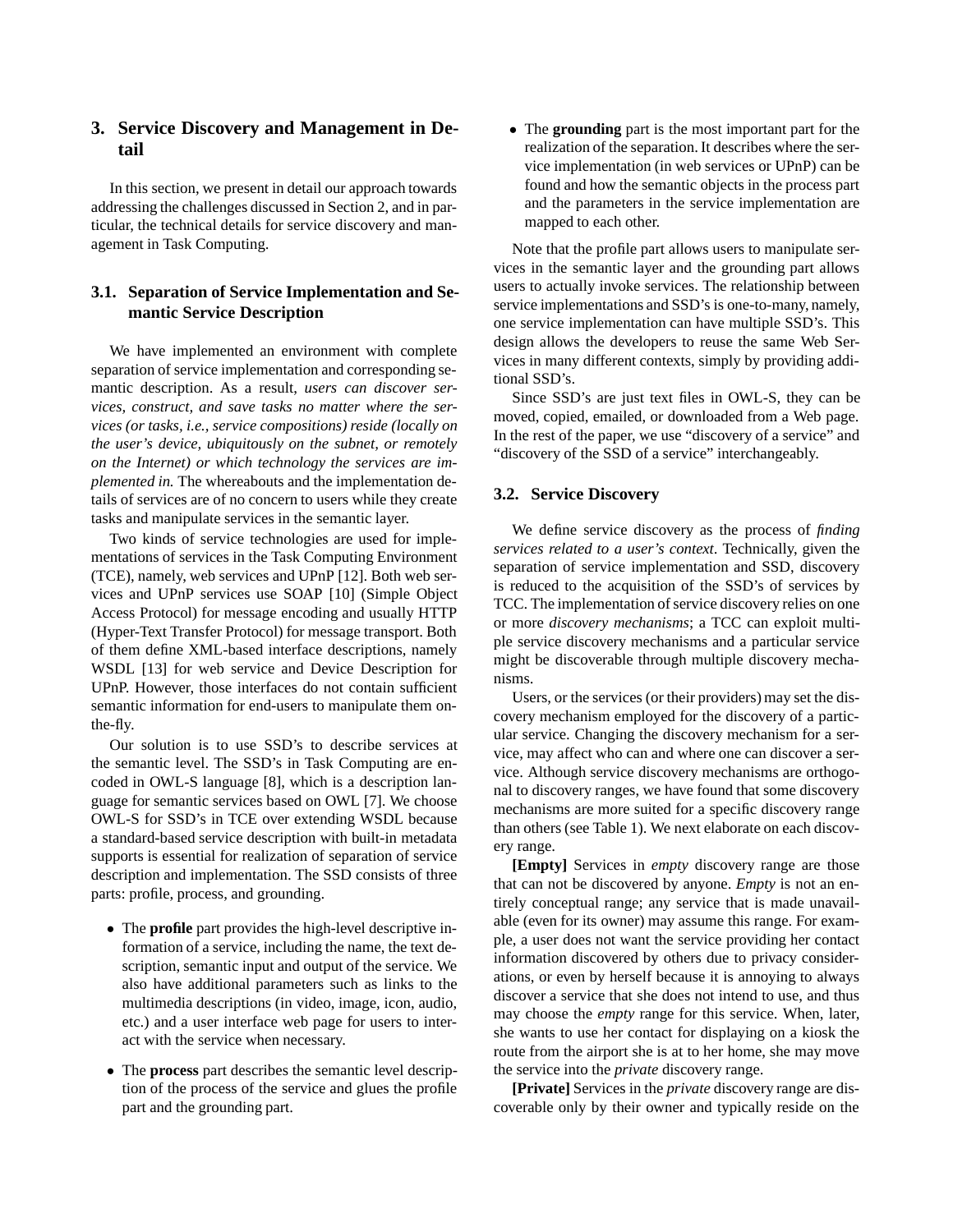## 3. Service Discovery and Management in Detail

In this section, we present in detail our approach towards addressing the challenges discussed in Section 2, and in particular, the technical details for service discovery and management in Task Computing.

### 3.1. Separation of Service Implementation and Semantic Service Description

We have implemented an environment with complete separation of service implementation and corresponding semantic description. As a result, *users can discover services, construct, and save tasks no matter where the services (or tasks, i.e., service compositions) reside (locally on the user's device, ubiquitously on the subnet, or remotely on the Internet) or which technology the services are implemented in.* The whereabouts and the implementation details of services are of no concern to users while they create tasks and manipulate services in the semantic layer.

Two kinds of service technologies are used for implementations of services in the Task Computing Environment (TCE), namely, web services and UPnP [12]. Both web services and UPnP services use SOAP [10] (Simple Object Access Protocol) for message encoding and usually HTTP (Hyper-Text Transfer Protocol) for message transport. Both of them define XML-based interface descriptions, namely WSDL [13] for web service and Device Description for UPnP. However, those interfaces do not contain sufficient semantic information for end-users to manipulate them on-the-fly.

Our solution is to use SSD's to describe services at the semantic level. The SSD's in Task Computing are encoded in OWL-S language [8], which is a description language for semantic services based on OWL [7]. We choose OWL-S for SSD's in TCE over extending WSDL because a standard-based service description with built-in metadata supports is essential for realization of separation of service description and implementation. The SSD consists of three parts: profile, process, and grounding.

- The **profile** part provides the high-level descriptive information of a service, including the name, the text description, semantic input and output of the service. We also have additional parameters such as links to the multimedia descriptions (in video, image, icon, audio, etc.) and a user interface web page for users to interact with the service when necessary.
- The **process** part describes the semantic level description of the process of the service and glues the profile part and the grounding part.
- The **grounding** part is the most important part for the realization of the separation. It describes where the service implementation (in web services or UPnP) can be found and how the semantic objects in the process part and the parameters in the service implementation are mapped to each other.

Note that the profile part allows users to manipulate services in the semantic layer and the grounding part allows users to actually invoke services. The relationship between service implementations and SSD's is one-to-many, namely, one service implementation can have multiple SSD's. This design allows the developers to reuse the same Web Services in many different contexts, simply by providing additional SSD's.

Since SSD's are just text files in OWL-S, they can be moved, copied, emailed, or downloaded from a Web page. In the rest of the paper, we use "discovery of a service" and "discovery of the SSD of a service" interchangeably.

### 3.2. Service Discovery

We define service discovery as the process of *finding services related to a user's context*. Technically, given the separation of service implementation and SSD, discovery is reduced to the acquisition of the SSD's of services by TCC. The implementation of service discovery relies on one or more *discovery mechanisms*; a TCC can exploit multiple service discovery mechanisms and a particular service might be discoverable through multiple discovery mechanisms.

Users, or the services (or their providers) may set the discovery mechanism employed for the discovery of a particular service. Changing the discovery mechanism for a service, may affect who can and where one can discover a service. Although service discovery mechanisms are orthogonal to discovery ranges, we have found that some discovery mechanisms are more suited for a specific discovery range than others (see Table 1). We next elaborate on each discovery range.

**[Empty]** Services in *empty* discovery range are those that can not be discovered by anyone. *Empty* is not an entirely conceptual range; any service that is made unavailable (even for its owner) may assume this range. For example, a user does not want the service providing her contact information discovered by others due to privacy considerations, or even by herself because it is annoying to always discover a service that she does not intend to use, and thus may choose the *empty* range for this service. When, later, she wants to use her contact for displaying on a kiosk the route from the airport she is at to her home, she may move the service into the *private* discovery range.

**[Private]** Services in the *private* discovery range are discoverable only by their owner and typically reside on the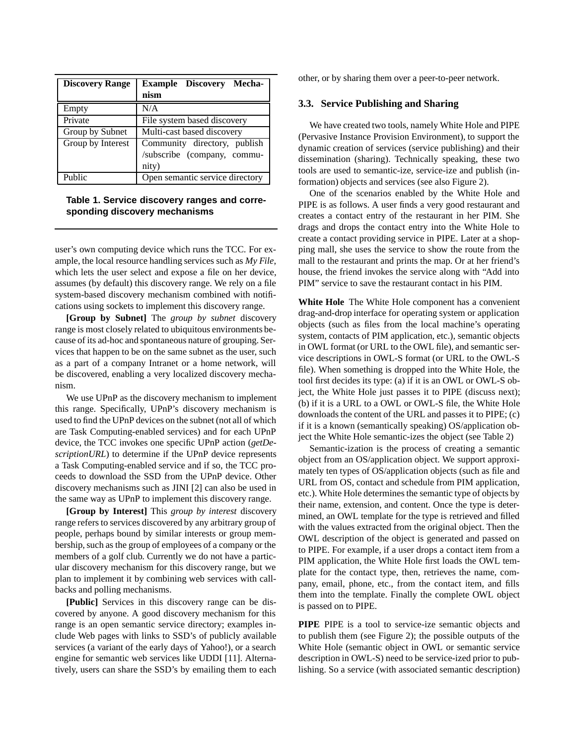| Discovery Range | Example Discovery Mechanism |
|---|---|
| Empty | N/A |
| Private | File system based discovery |
| Group by Subnet | Multi-cast based discovery |
| Group by Interest | Community directory, publish /subscribe (company, community) |
| Public | Open semantic service directory |

**Table 1. Service discovery ranges and corresponding discovery mechanisms**

user's own computing device which runs the TCC. For example, the local resource handling services such as *My File*, which lets the user select and expose a file on her device, assumes (by default) this discovery range. We rely on a file system-based discovery mechanism combined with notifications using sockets to implement this discovery range.

**[Group by Subnet]** The *group by subnet* discovery range is most closely related to ubiquitous environments because of its ad-hoc and spontaneous nature of grouping. Services that happen to be on the same subnet as the user, such as a part of a company Intranet or a home network, will be discovered, enabling a very localized discovery mechanism.

We use UPnP as the discovery mechanism to implement this range. Specifically, UPnP's discovery mechanism is used to find the UPnP devices on the subnet (not all of which are Task Computing-enabled services) and for each UPnP device, the TCC invokes one specific UPnP action (*getDescriptionURL*) to determine if the UPnP device represents a Task Computing-enabled service and if so, the TCC proceeds to download the SSD from the UPnP device. Other discovery mechanisms such as JINI [2] can also be used in the same way as UPnP to implement this discovery range.

**[Group by Interest]** This *group by interest* discovery range refers to services discovered by any arbitrary group of people, perhaps bound by similar interests or group membership, such as the group of employees of a company or the members of a golf club. Currently we do not have a particular discovery mechanism for this discovery range, but we plan to implement it by combining web services with callbacks and polling mechanisms.

**[Public]** Services in this discovery range can be discovered by anyone. A good discovery mechanism for this range is an open semantic service directory; examples include Web pages with links to SSD's of publicly available services (a variant of the early days of Yahoo!), or a search engine for semantic web services like UDDI [11]. Alternatively, users can share the SSD's by emailing them to each other, or by sharing them over a peer-to-peer network.

### 3.3. Service Publishing and Sharing

We have created two tools, namely White Hole and PIPE (Pervasive Instance Provision Environment), to support the dynamic creation of services (service publishing) and their dissemination (sharing). Technically speaking, these two tools are used to semantic-ize, service-ize and publish (information) objects and services (see also Figure 2).

One of the scenarios enabled by the White Hole and PIPE is as follows. A user finds a very good restaurant and creates a contact entry of the restaurant in her PIM. She drags and drops the contact entry into the White Hole to create a contact providing service in PIPE. Later at a shopping mall, she uses the service to show the route from the mall to the restaurant and prints the map. Or at her friend's house, the friend invokes the service along with "Add into PIM" service to save the restaurant contact in his PIM.

**White Hole** The White Hole component has a convenient drag-and-drop interface for operating system or application objects (such as files from the local machine's operating system, contacts of PIM application, etc.), semantic objects in OWL format (or URL to the OWL file), and semantic service descriptions in OWL-S format (or URL to the OWL-S file). When something is dropped into the White Hole, the tool first decides its type: (a) if it is an OWL or OWL-S object, the White Hole just passes it to PIPE (discuss next); (b) if it is a URL to a OWL or OWL-S file, the White Hole downloads the content of the URL and passes it to PIPE; (c) if it is a known (semantically speaking) OS/application object the White Hole semantic-izes the object (see Table 2)

Semantic-ization is the process of creating a semantic object from an OS/application object. We support approximately ten types of OS/application objects (such as file and URL from OS, contact and schedule from PIM application, etc.). White Hole determines the semantic type of objects by their name, extension, and content. Once the type is determined, an OWL template for the type is retrieved and filled with the values extracted from the original object. Then the OWL description of the object is generated and passed on to PIPE. For example, if a user drops a contact item from a PIM application, the White Hole first loads the OWL template for the contact type, then, retrieves the name, company, email, phone, etc., from the contact item, and fills them into the template. Finally the complete OWL object is passed on to PIPE.

**PIPE** PIPE is a tool to service-ize semantic objects and to publish them (see Figure 2); the possible outputs of the White Hole (semantic object in OWL or semantic service description in OWL-S) need to be service-ized prior to publishing. So a service (with associated semantic description)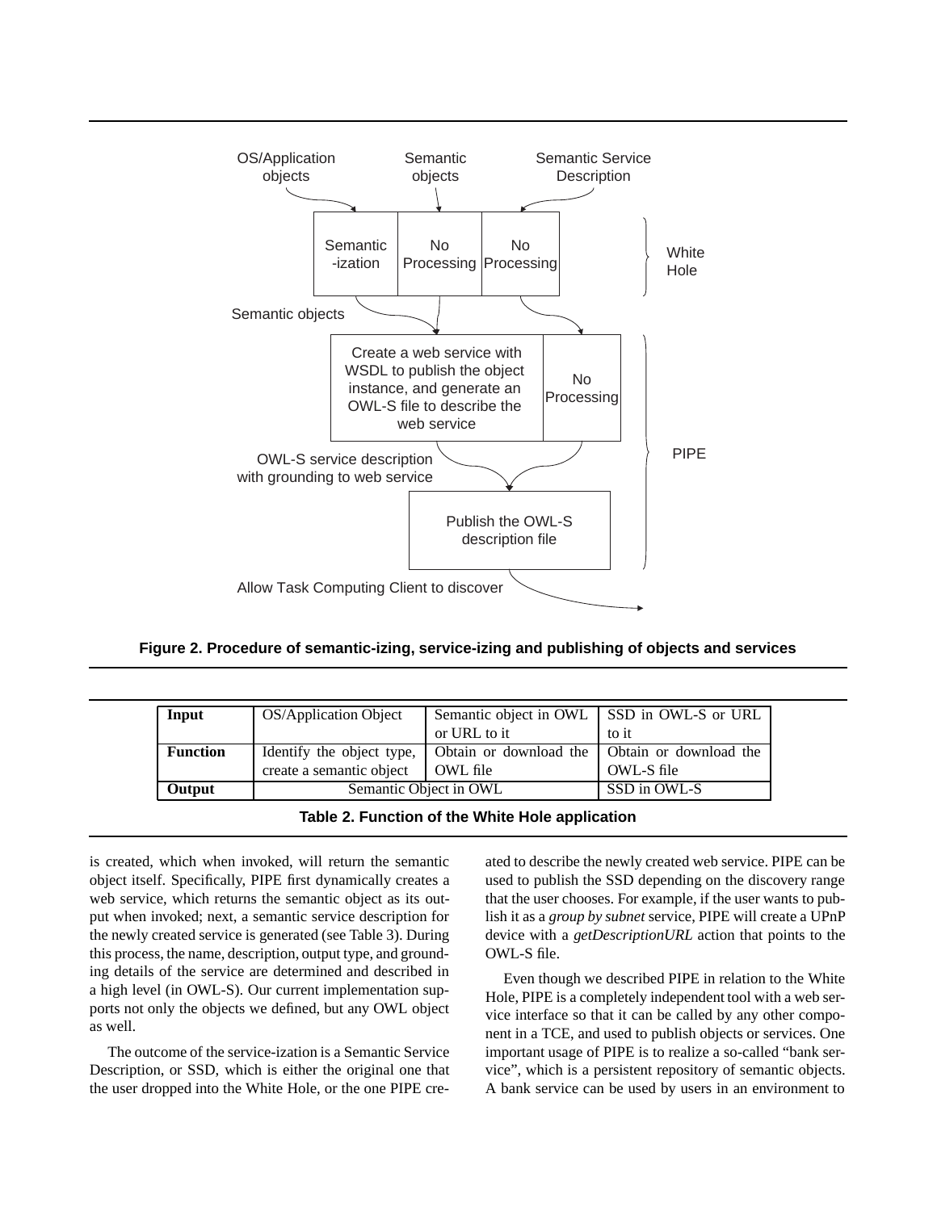**Figure 2. Procedure of semantic-izing, service-izing and publishing of objects and services**

| **Input** | OS/Application Object | Semantic object in OWL or URL to it | SSD in OWL-S or URL to it |
|---|---|---|---|
| **Function** | Identify the object type, create a semantic object | Obtain or download the OWL file | Obtain or download the OWL-S file |
| **Output** | Semantic Object in OWL | | SSD in OWL-S |

**Table 2. Function of the White Hole application**

is created, which when invoked, will return the semantic object itself. Specifically, PIPE first dynamically creates a web service, which returns the semantic object as its output when invoked; next, a semantic service description for the newly created service is generated (see Table 3). During this process, the name, description, output type, and grounding details of the service are determined and described in a high level (in OWL-S). Our current implementation supports not only the objects we defined, but any OWL object as well.

The outcome of the service-ization is a Semantic Service Description, or SSD, which is either the original one that the user dropped into the White Hole, or the one PIPE created to describe the newly created web service. PIPE can be used to publish the SSD depending on the discovery range that the user chooses. For example, if the user wants to publish it as a *group by subnet* service, PIPE will create a UPnP device with a *getDescriptionURL* action that points to the OWL-S file.

Even though we described PIPE in relation to the White Hole, PIPE is a completely independent tool with a web service interface so that it can be called by any other component in a TCE, and used to publish objects or services. One important usage of PIPE is to realize a so-called "bank service", which is a persistent repository of semantic objects. A bank service can be used by users in an environment to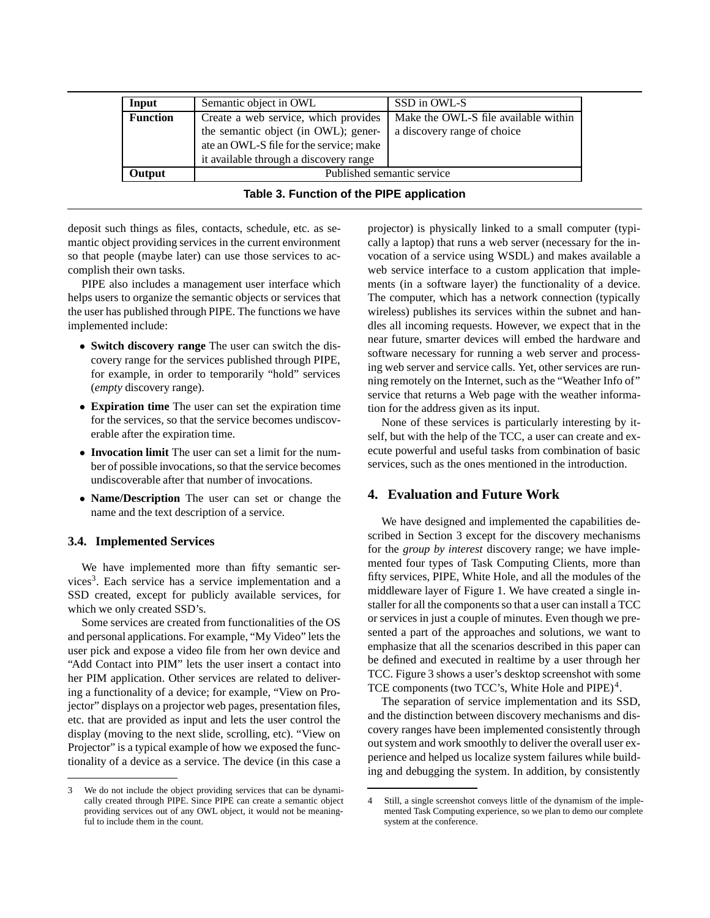| | | |
|---|---|---|
| **Input** | Semantic object in OWL | SSD in OWL-S |
| **Function** | Create a web service, which provides the semantic object (in OWL); generate an OWL-S file for the service; make it available through a discovery range | Make the OWL-S file available within a discovery range of choice |
| **Output** | Published semantic service | |

**Table 3. Function of the PIPE application**

deposit such things as files, contacts, schedule, etc. as semantic object providing services in the current environment so that people (maybe later) can use those services to accomplish their own tasks.

PIPE also includes a management user interface which helps users to organize the semantic objects or services that the user has published through PIPE. The functions we have implemented include:

- **Switch discovery range** The user can switch the discovery range for the services published through PIPE, for example, in order to temporarily "hold" services (*empty* discovery range).
- **Expiration time** The user can set the expiration time for the services, so that the service becomes undiscoverable after the expiration time.
- **Invocation limit** The user can set a limit for the number of possible invocations, so that the service becomes undiscoverable after that number of invocations.
- **Name/Description** The user can set or change the name and the text description of a service.

### 3.4. Implemented Services

We have implemented more than fifty semantic services[3]. Each service has a service implementation and a SSD created, except for publicly available services, for which we only created SSD's.

Some services are created from functionalities of the OS and personal applications. For example, "My Video" lets the user pick and expose a video file from her own device and "Add Contact into PIM" lets the user insert a contact into her PIM application. Other services are related to delivering a functionality of a device; for example, "View on Projector" displays on a projector web pages, presentation files, etc. that are provided as input and lets the user control the display (moving to the next slide, scrolling, etc). "View on Projector" is a typical example of how we exposed the functionality of a device as a service. The device (in this case a projector) is physically linked to a small computer (typically a laptop) that runs a web server (necessary for the invocation of a service using WSDL) and makes available a web service interface to a custom application that implements (in a software layer) the functionality of a device. The computer, which has a network connection (typically wireless) publishes its services within the subnet and handles all incoming requests. However, we expect that in the near future, smarter devices will embed the hardware and software necessary for running a web server and processing web server and service calls. Yet, other services are running remotely on the Internet, such as the "Weather Info of" service that returns a Web page with the weather information for the address given as its input.

None of these services is particularly interesting by itself, but with the help of the TCC, a user can create and execute powerful and useful tasks from combination of basic services, such as the ones mentioned in the introduction.

## 4. Evaluation and Future Work

We have designed and implemented the capabilities described in Section 3 except for the discovery mechanisms for the *group by interest* discovery range; we have implemented four types of Task Computing Clients, more than fifty services, PIPE, White Hole, and all the modules of the middleware layer of Figure 1. We have created a single installer for all the components so that a user can install a TCC or services in just a couple of minutes. Even though we presented a part of the approaches and solutions, we want to emphasize that all the scenarios described in this paper can be defined and executed in realtime by a user through her TCC. Figure 3 shows a user's desktop screenshot with some TCE components (two TCC's, White Hole and PIPE)[4].

The separation of service implementation and its SSD, and the distinction between discovery mechanisms and discovery ranges have been implemented consistently through out system and work smoothly to deliver the overall user experience and helped us localize system failures while building and debugging the system. In addition, by consistently

3 We do not include the object providing services that can be dynamically created through PIPE. Since PIPE can create a semantic object providing services out of any OWL object, it would not be meaningful to include them in the count.

4 Still, a single screenshot conveys little of the dynamism of the implemented Task Computing experience, so we plan to demo our complete system at the conference.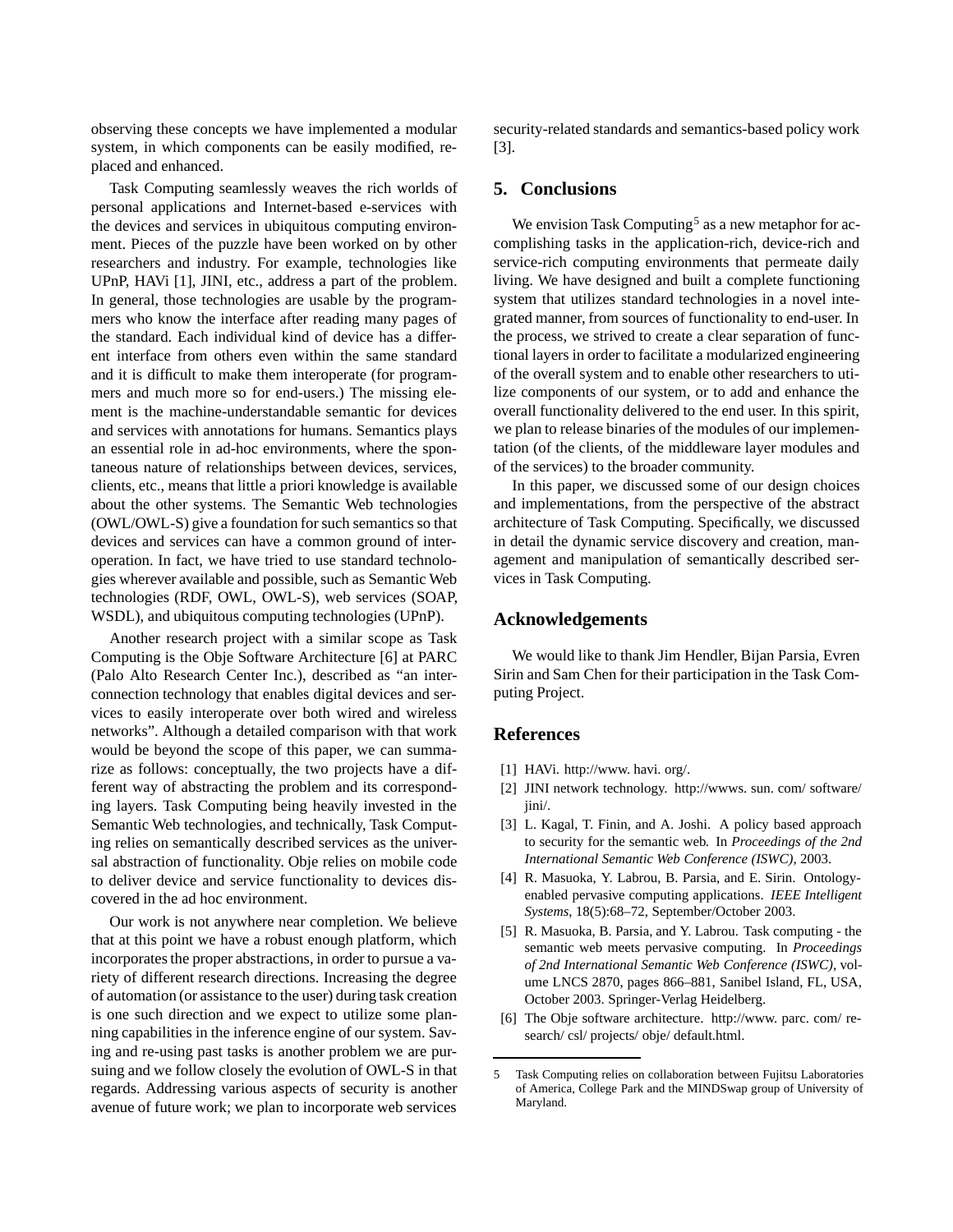observing these concepts we have implemented a modular system, in which components can be easily modified, replaced and enhanced.

Task Computing seamlessly weaves the rich worlds of personal applications and Internet-based e-services with the devices and services in ubiquitous computing environment. Pieces of the puzzle have been worked on by other researchers and industry. For example, technologies like UPnP, HAVi [1], JINI, etc., address a part of the problem. In general, those technologies are usable by the programmers who know the interface after reading many pages of the standard. Each individual kind of device has a different interface from others even within the same standard and it is difficult to make them interoperate (for programmers and much more so for end-users.) The missing element is the machine-understandable semantic for devices and services with annotations for humans. Semantics plays an essential role in ad-hoc environments, where the spontaneous nature of relationships between devices, services, clients, etc., means that little a priori knowledge is available about the other systems. The Semantic Web technologies (OWL/OWL-S) give a foundation for such semantics so that devices and services can have a common ground of interoperation. In fact, we have tried to use standard technologies wherever available and possible, such as Semantic Web technologies (RDF, OWL, OWL-S), web services (SOAP, WSDL), and ubiquitous computing technologies (UPnP).

Another research project with a similar scope as Task Computing is the Obje Software Architecture [6] at PARC (Palo Alto Research Center Inc.), described as "an interconnection technology that enables digital devices and services to easily interoperate over both wired and wireless networks". Although a detailed comparison with that work would be beyond the scope of this paper, we can summarize as follows: conceptually, the two projects have a different way of abstracting the problem and its corresponding layers. Task Computing being heavily invested in the Semantic Web technologies, and technically, Task Computing relies on semantically described services as the universal abstraction of functionality. Obje relies on mobile code to deliver device and service functionality to devices discovered in the ad hoc environment.

Our work is not anywhere near completion. We believe that at this point we have a robust enough platform, which incorporates the proper abstractions, in order to pursue a variety of different research directions. Increasing the degree of automation (or assistance to the user) during task creation is one such direction and we expect to utilize some planning capabilities in the inference engine of our system. Saving and re-using past tasks is another problem we are pursuing and we follow closely the evolution of OWL-S in that regards. Addressing various aspects of security is another avenue of future work; we plan to incorporate web services security-related standards and semantics-based policy work [3].

## 5. Conclusions

We envision Task Computing[5] as a new metaphor for accomplishing tasks in the application-rich, device-rich and service-rich computing environments that permeate daily living. We have designed and built a complete functioning system that utilizes standard technologies in a novel integrated manner, from sources of functionality to end-user. In the process, we strived to create a clear separation of functional layers in order to facilitate a modularized engineering of the overall system and to enable other researchers to utilize components of our system, or to add and enhance the overall functionality delivered to the end user. In this spirit, we plan to release binaries of the modules of our implementation (of the clients, of the middleware layer modules and of the services) to the broader community.

In this paper, we discussed some of our design choices and implementations, from the perspective of the abstract architecture of Task Computing. Specifically, we discussed in detail the dynamic service discovery and creation, management and manipulation of semantically described services in Task Computing.

## Acknowledgements

We would like to thank Jim Hendler, Bijan Parsia, Evren Sirin and Sam Chen for their participation in the Task Computing Project.

## References

[1] HAVi. http://www. havi. org/.

[2] JINI network technology. http://wwws. sun. com/ software/ jini/.

[3] L. Kagal, T. Finin, and A. Joshi. A policy based approach to security for the semantic web. In *Proceedings of the 2nd International Semantic Web Conference (ISWC)*, 2003.

[4] R. Masuoka, Y. Labrou, B. Parsia, and E. Sirin. Ontology-enabled pervasive computing applications. *IEEE Intelligent Systems*, 18(5):68–72, September/October 2003.

[5] R. Masuoka, B. Parsia, and Y. Labrou. Task computing - the semantic web meets pervasive computing. In *Proceedings of 2nd International Semantic Web Conference (ISWC)*, volume LNCS 2870, pages 866–881, Sanibel Island, FL, USA, October 2003. Springer-Verlag Heidelberg.

[6] The Obje software architecture. http://www. parc. com/ research/ csl/ projects/ obje/ default.html.

---

5 Task Computing relies on collaboration between Fujitsu Laboratories of America, College Park and the MINDSwap group of University of Maryland.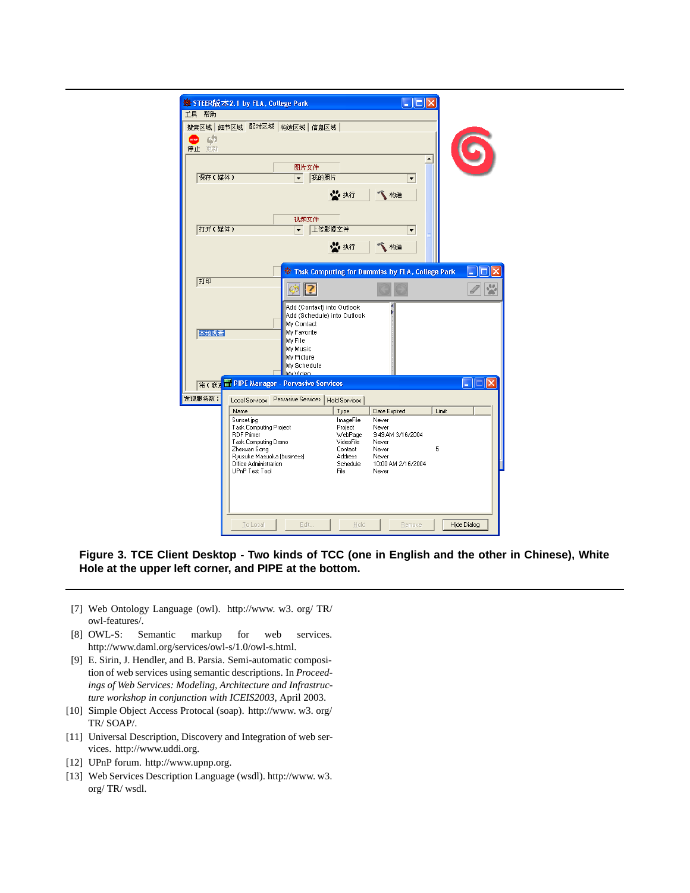Figure 3. TCE Client Desktop - Two kinds of TCC (one in English and the other in Chinese), White Hole at the upper left corner, and PIPE at the bottom.

[7] Web Ontology Language (owl). http://www. w3. org/ TR/ owl-features/.

[8] OWL-S: Semantic markup for web services. http://www.daml.org/services/owl-s/1.0/owl-s.html.

[9] E. Sirin, J. Hendler, and B. Parsia. Semi-automatic composition of web services using semantic descriptions. In *Proceedings of Web Services: Modeling, Architecture and Infrastructure workshop in conjunction with ICEIS2003*, April 2003.

[10] Simple Object Access Protocal (soap). http://www. w3. org/ TR/ SOAP/.

[11] Universal Description, Discovery and Integration of web services. http://www.uddi.org.

[12] UPnP forum. http://www.upnp.org.

[13] Web Services Description Language (wsdl). http://www. w3. org/ TR/ wsdl.